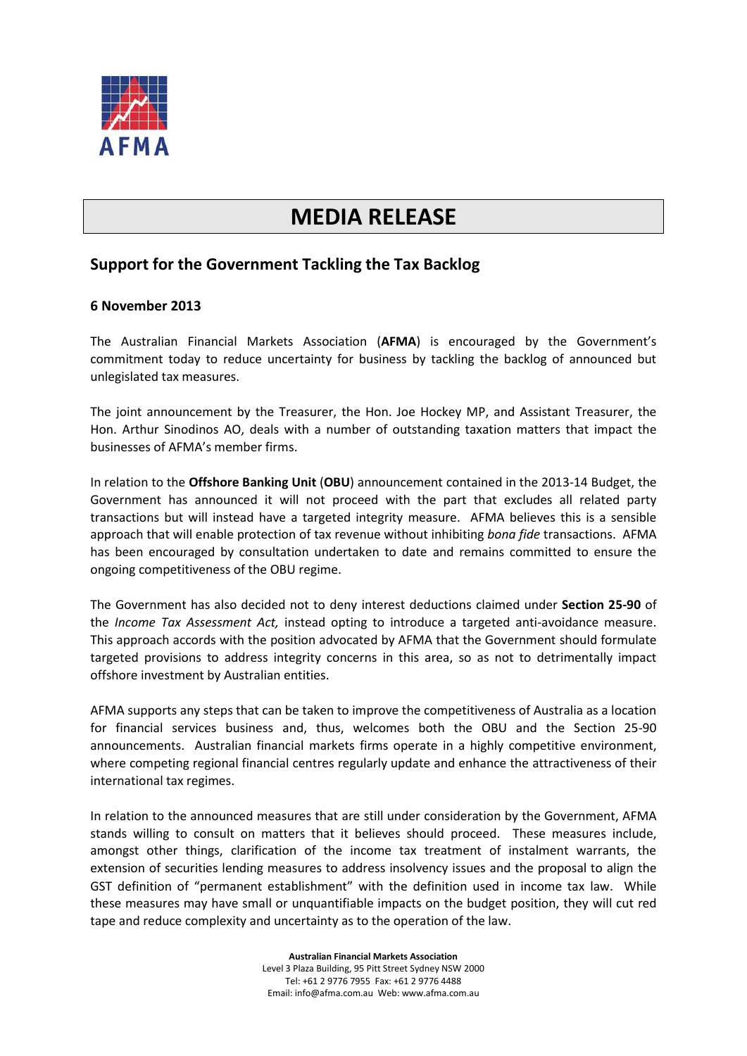AFMA

# MEDIA RELEASE

## Support for the Government Tackling the Tax Backlog

**6 November 2013**

The Australian Financial Markets Association (**AFMA**) is encouraged by the Government's commitment today to reduce uncertainty for business by tackling the backlog of announced but unlegislated tax measures.

The joint announcement by the Treasurer, the Hon. Joe Hockey MP, and Assistant Treasurer, the Hon. Arthur Sinodinos AO, deals with a number of outstanding taxation matters that impact the businesses of AFMA's member firms.

In relation to the **Offshore Banking Unit** (**OBU**) announcement contained in the 2013-14 Budget, the Government has announced it will not proceed with the part that excludes all related party transactions but will instead have a targeted integrity measure. AFMA believes this is a sensible approach that will enable protection of tax revenue without inhibiting *bona fide* transactions. AFMA has been encouraged by consultation undertaken to date and remains committed to ensure the ongoing competitiveness of the OBU regime.

The Government has also decided not to deny interest deductions claimed under **Section 25-90** of the *Income Tax Assessment Act,* instead opting to introduce a targeted anti-avoidance measure. This approach accords with the position advocated by AFMA that the Government should formulate targeted provisions to address integrity concerns in this area, so as not to detrimentally impact offshore investment by Australian entities.

AFMA supports any steps that can be taken to improve the competitiveness of Australia as a location for financial services business and, thus, welcomes both the OBU and the Section 25-90 announcements. Australian financial markets firms operate in a highly competitive environment, where competing regional financial centres regularly update and enhance the attractiveness of their international tax regimes.

In relation to the announced measures that are still under consideration by the Government, AFMA stands willing to consult on matters that it believes should proceed. These measures include, amongst other things, clarification of the income tax treatment of instalment warrants, the extension of securities lending measures to address insolvency issues and the proposal to align the GST definition of "permanent establishment" with the definition used in income tax law. While these measures may have small or unquantifiable impacts on the budget position, they will cut red tape and reduce complexity and uncertainty as to the operation of the law.

**Australian Financial Markets Association**
Level 3 Plaza Building, 95 Pitt Street Sydney NSW 2000
Tel: +61 2 9776 7955 Fax: +61 2 9776 4488
Email: info@afma.com.au Web: www.afma.com.au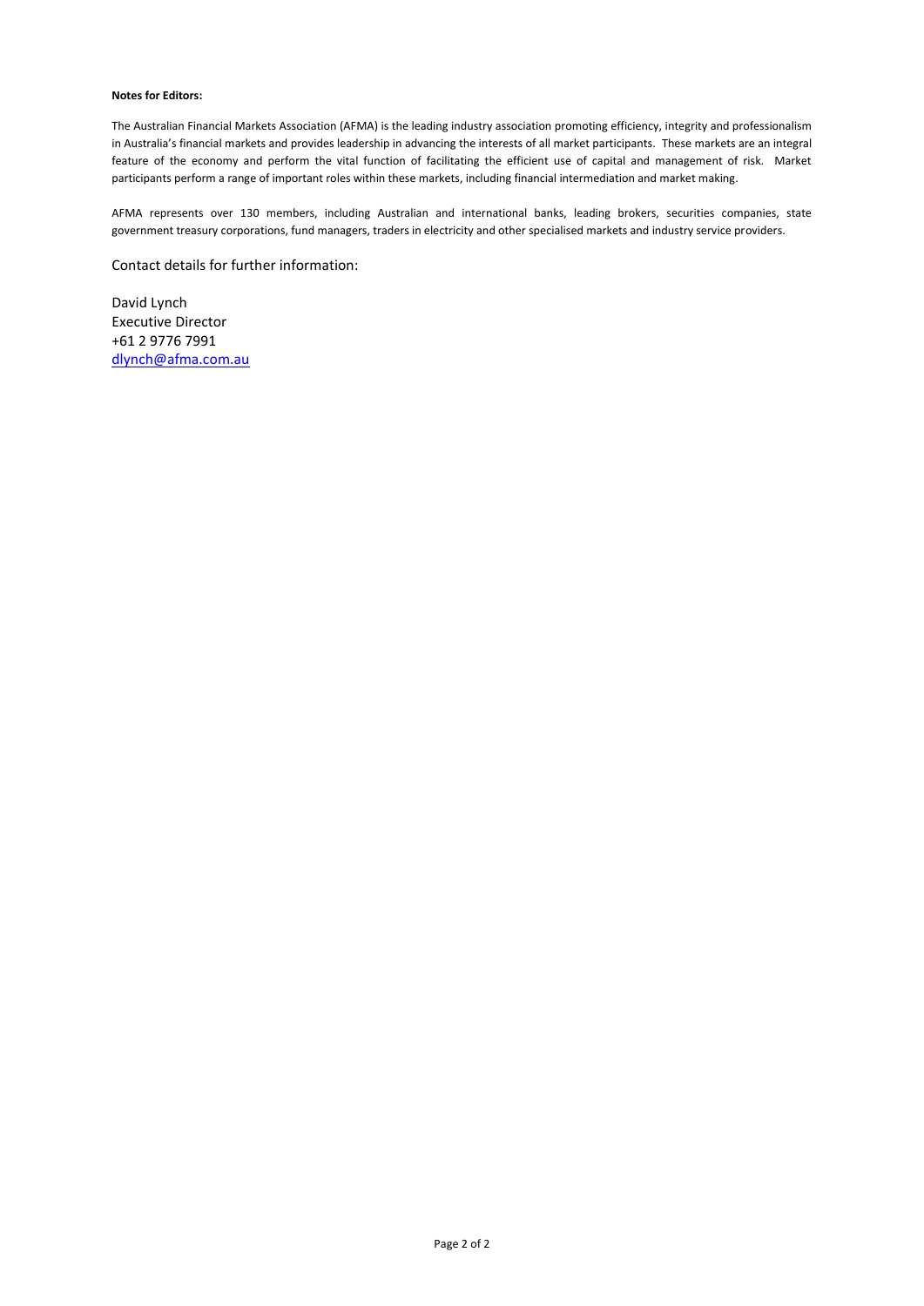**Notes for Editors:**

The Australian Financial Markets Association (AFMA) is the leading industry association promoting efficiency, integrity and professionalism in Australia's financial markets and provides leadership in advancing the interests of all market participants. These markets are an integral feature of the economy and perform the vital function of facilitating the efficient use of capital and management of risk. Market participants perform a range of important roles within these markets, including financial intermediation and market making.

AFMA represents over 130 members, including Australian and international banks, leading brokers, securities companies, state government treasury corporations, fund managers, traders in electricity and other specialised markets and industry service providers.

Contact details for further information:

David Lynch  
Executive Director  
+61 2 9776 7991  
dlynch@afma.com.au